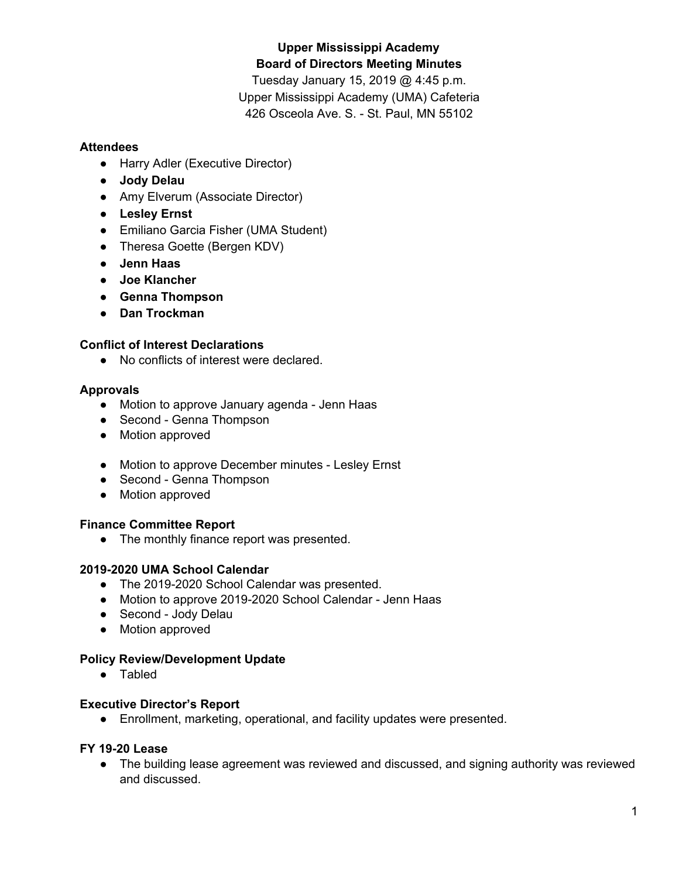**Upper Mississippi Academy**
**Board of Directors Meeting Minutes**
Tuesday January 15, 2019 @ 4:45 p.m.
Upper Mississippi Academy (UMA) Cafeteria
426 Osceola Ave. S. - St. Paul, MN 55102

**Attendees**

- Harry Adler (Executive Director)
- **Jody Delau**
- Amy Elverum (Associate Director)
- **Lesley Ernst**
- Emiliano Garcia Fisher (UMA Student)
- Theresa Goette (Bergen KDV)
- **Jenn Haas**
- **Joe Klancher**
- **Genna Thompson**
- **Dan Trockman**

**Conflict of Interest Declarations**

- No conflicts of interest were declared.

**Approvals**

- Motion to approve January agenda - Jenn Haas
- Second - Genna Thompson
- Motion approved

- Motion to approve December minutes - Lesley Ernst
- Second - Genna Thompson
- Motion approved

**Finance Committee Report**

- The monthly finance report was presented.

**2019-2020 UMA School Calendar**

- The 2019-2020 School Calendar was presented.
- Motion to approve 2019-2020 School Calendar - Jenn Haas
- Second - Jody Delau
- Motion approved

**Policy Review/Development Update**

- Tabled

**Executive Director's Report**

- Enrollment, marketing, operational, and facility updates were presented.

**FY 19-20 Lease**

- The building lease agreement was reviewed and discussed, and signing authority was reviewed and discussed.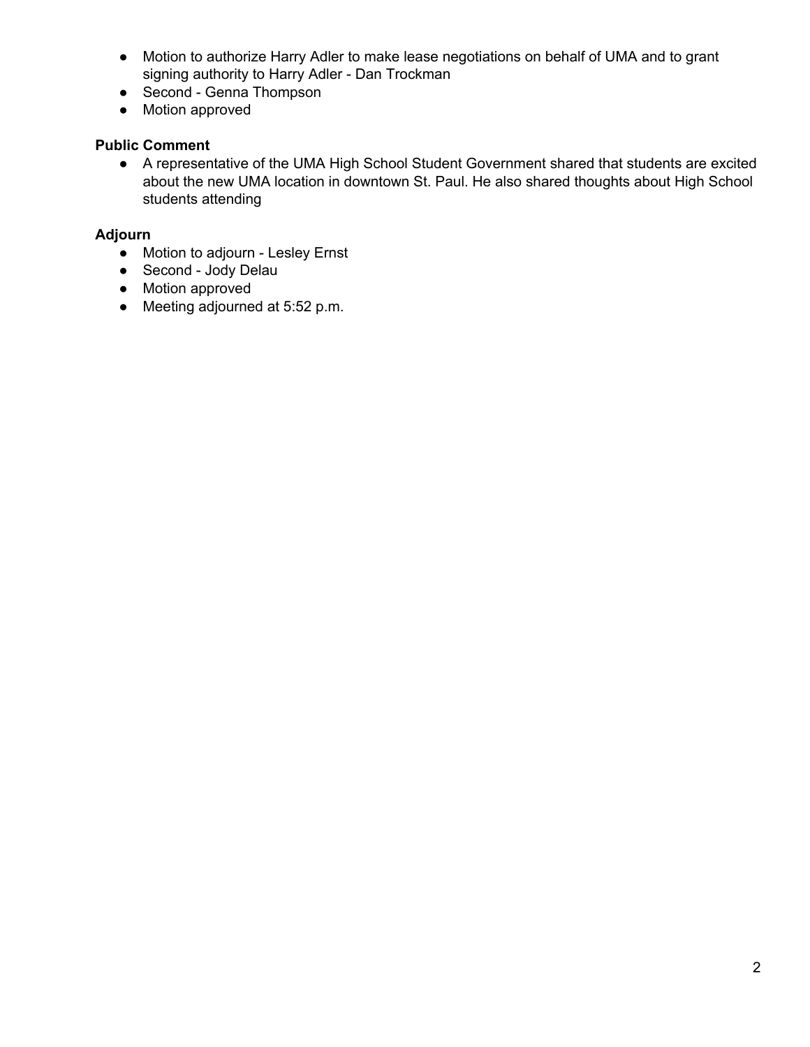- Motion to authorize Harry Adler to make lease negotiations on behalf of UMA and to grant signing authority to Harry Adler - Dan Trockman
- Second - Genna Thompson
- Motion approved

**Public Comment**

- A representative of the UMA High School Student Government shared that students are excited about the new UMA location in downtown St. Paul. He also shared thoughts about High School students attending

**Adjourn**

- Motion to adjourn - Lesley Ernst
- Second - Jody Delau
- Motion approved
- Meeting adjourned at 5:52 p.m.